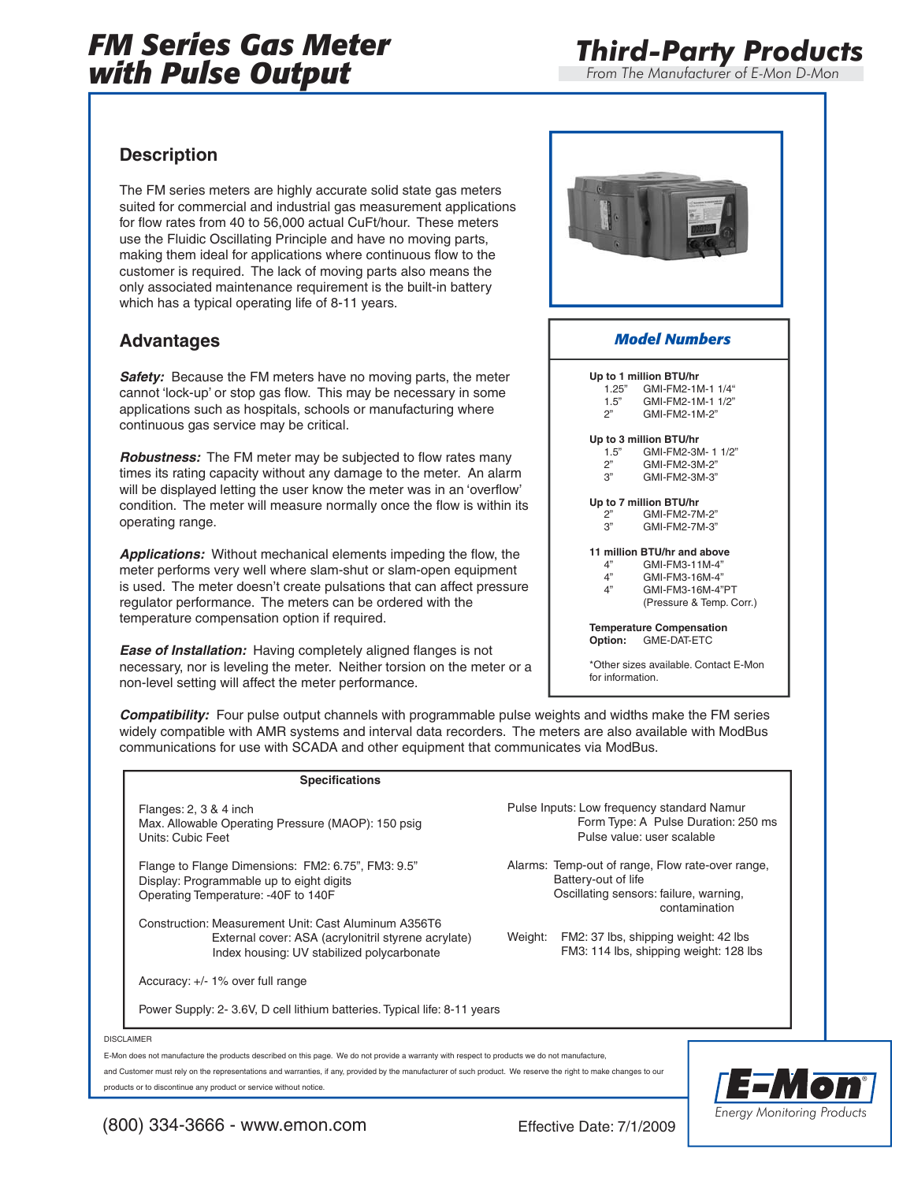# FM Series Gas Meter with Pulse Output

## Third-Party Products

*From The Manufacturer of E-Mon D-Mon*

### Description

The FM series meters are highly accurate solid state gas meters suited for commercial and industrial gas measurement applications for flow rates from 40 to 56,000 actual CuFt/hour. These meters use the Fluidic Oscillating Principle and have no moving parts, making them ideal for applications where continuous flow to the customer is required. The lack of moving parts also means the only associated maintenance requirement is the built-in battery which has a typical operating life of 8-11 years.

### Advantages

***Safety:*** Because the FM meters have no moving parts, the meter cannot 'lock-up' or stop gas flow. This may be necessary in some applications such as hospitals, schools or manufacturing where continuous gas service may be critical.

***Robustness:*** The FM meter may be subjected to flow rates many times its rating capacity without any damage to the meter. An alarm will be displayed letting the user know the meter was in an 'overflow' condition. The meter will measure normally once the flow is within its operating range.

***Applications:*** Without mechanical elements impeding the flow, the meter performs very well where slam-shut or slam-open equipment is used. The meter doesn't create pulsations that can affect pressure regulator performance. The meters can be ordered with the temperature compensation option if required.

***Ease of Installation:*** Having completely aligned flanges is not necessary, nor is leveling the meter. Neither torsion on the meter or a non-level setting will affect the meter performance.

***Compatibility:*** Four pulse output channels with programmable pulse weights and widths make the FM series widely compatible with AMR systems and interval data recorders. The meters are also available with ModBus communications for use with SCADA and other equipment that communicates via ModBus.

### *Model Numbers*

**Up to 1 million BTU/hr**

| Size | Model |
|---|---|
| 1.25" | GMI-FM2-1M-1 1/4" |
| 1.5" | GMI-FM2-1M-1 1/2" |
| 2" | GMI-FM2-1M-2" |

**Up to 3 million BTU/hr**

| Size | Model |
|---|---|
| 1.5" | GMI-FM2-3M- 1 1/2" |
| 2" | GMI-FM2-3M-2" |
| 3" | GMI-FM2-3M-3" |

**Up to 7 million BTU/hr**

| Size | Model |
|---|---|
| 2" | GMI-FM2-7M-2" |
| 3" | GMI-FM2-7M-3" |

**11 million BTU/hr and above**

| Size | Model |
|---|---|
| 4" | GMI-FM3-11M-4" |
| 4" | GMI-FM3-16M-4" |
| 4" | GMI-FM3-16M-4"PT (Pressure & Temp. Corr.) |

**Temperature Compensation Option:** GME-DAT-ETC

*Other sizes available. Contact E-Mon for information.

### Specifications

Flanges: 2, 3 & 4 inch
Max. Allowable Operating Pressure (MAOP): 150 psig
Units: Cubic Feet

Flange to Flange Dimensions: FM2: 6.75", FM3: 9.5"
Display: Programmable up to eight digits
Operating Temperature: -40F to 140F

Construction: Measurement Unit: Cast Aluminum A356T6
External cover: ASA (acrylonitril styrene acrylate)
Index housing: UV stabilized polycarbonate

Accuracy: +/- 1% over full range

Power Supply: 2- 3.6V, D cell lithium batteries. Typical life: 8-11 years

Pulse Inputs: Low frequency standard Namur
Form Type: A Pulse Duration: 250 ms
Pulse value: user scalable

Alarms: Temp-out of range, Flow rate-over range, Battery-out of life
Oscillating sensors: failure, warning, contamination

Weight: FM2: 37 lbs, shipping weight: 42 lbs
FM3: 114 lbs, shipping weight: 128 lbs

DISCLAIMER

E-Mon does not manufacture the products described on this page. We do not provide a warranty with respect to products we do not manufacture, and Customer must rely on the representations and warranties, if any, provided by the manufacturer of such product. We reserve the right to make changes to our products or to discontinue any product or service without notice.

(800) 334-3666 - www.emon.com

Effective Date: 7/1/2009

E-Mon® Energy Monitoring Products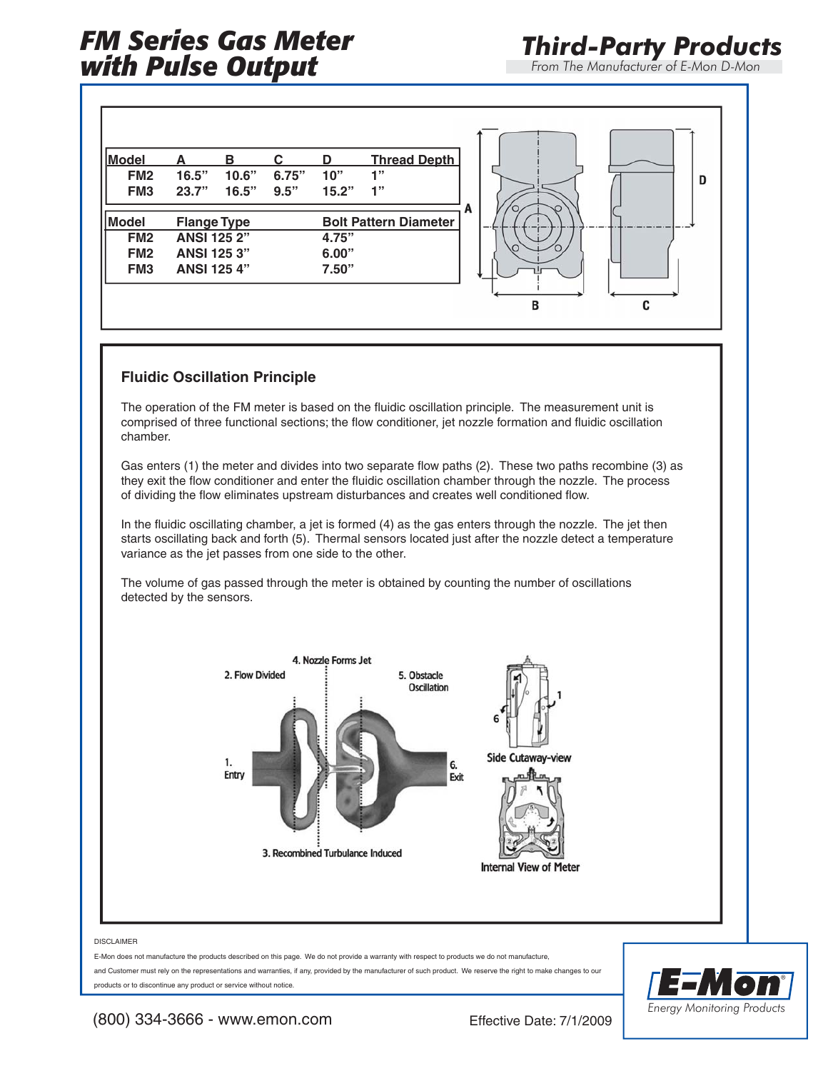# FM Series Gas Meter with Pulse Output

## Third-Party Products

*From The Manufacturer of E-Mon D-Mon*

| Model | A | B | C | D | Thread Depth |
|---|---|---|---|---|---|
| FM2 | 16.5" | 10.6" | 6.75" | 10" | 1" |
| FM3 | 23.7" | 16.5" | 9.5" | 15.2" | 1" |

| Model | Flange Type | Bolt Pattern Diameter |
|---|---|---|
| FM2 | ANSI 125 2" | 4.75" |
| FM2 | ANSI 125 3" | 6.00" |
| FM3 | ANSI 125 4" | 7.50" |

A

B

C

D

### Fluidic Oscillation Principle

The operation of the FM meter is based on the fluidic oscillation principle. The measurement unit is comprised of three functional sections; the flow conditioner, jet nozzle formation and fluidic oscillation chamber.

Gas enters (1) the meter and divides into two separate flow paths (2). These two paths recombine (3) as they exit the flow conditioner and enter the fluidic oscillation chamber through the nozzle. The process of dividing the flow eliminates upstream disturbances and creates well conditioned flow.

In the fluidic oscillating chamber, a jet is formed (4) as the gas enters through the nozzle. The jet then starts oscillating back and forth (5). Thermal sensors located just after the nozzle detect a temperature variance as the jet passes from one side to the other.

The volume of gas passed through the meter is obtained by counting the number of oscillations detected by the sensors.

1. Entry

2. Flow Divided

3. Recombined Turbulance Induced

4. Nozzle Forms Jet

5. Obstacle Oscillation

6. Exit

Side Cutaway-view

Internal View of Meter

DISCLAIMER

E-Mon does not manufacture the products described on this page. We do not provide a warranty with respect to products we do not manufacture, and Customer must rely on the representations and warranties, if any, provided by the manufacturer of such product. We reserve the right to make changes to our products or to discontinue any product or service without notice.

(800) 334-3666 - www.emon.com

Effective Date: 7/1/2009

E-Mon® Energy Monitoring Products